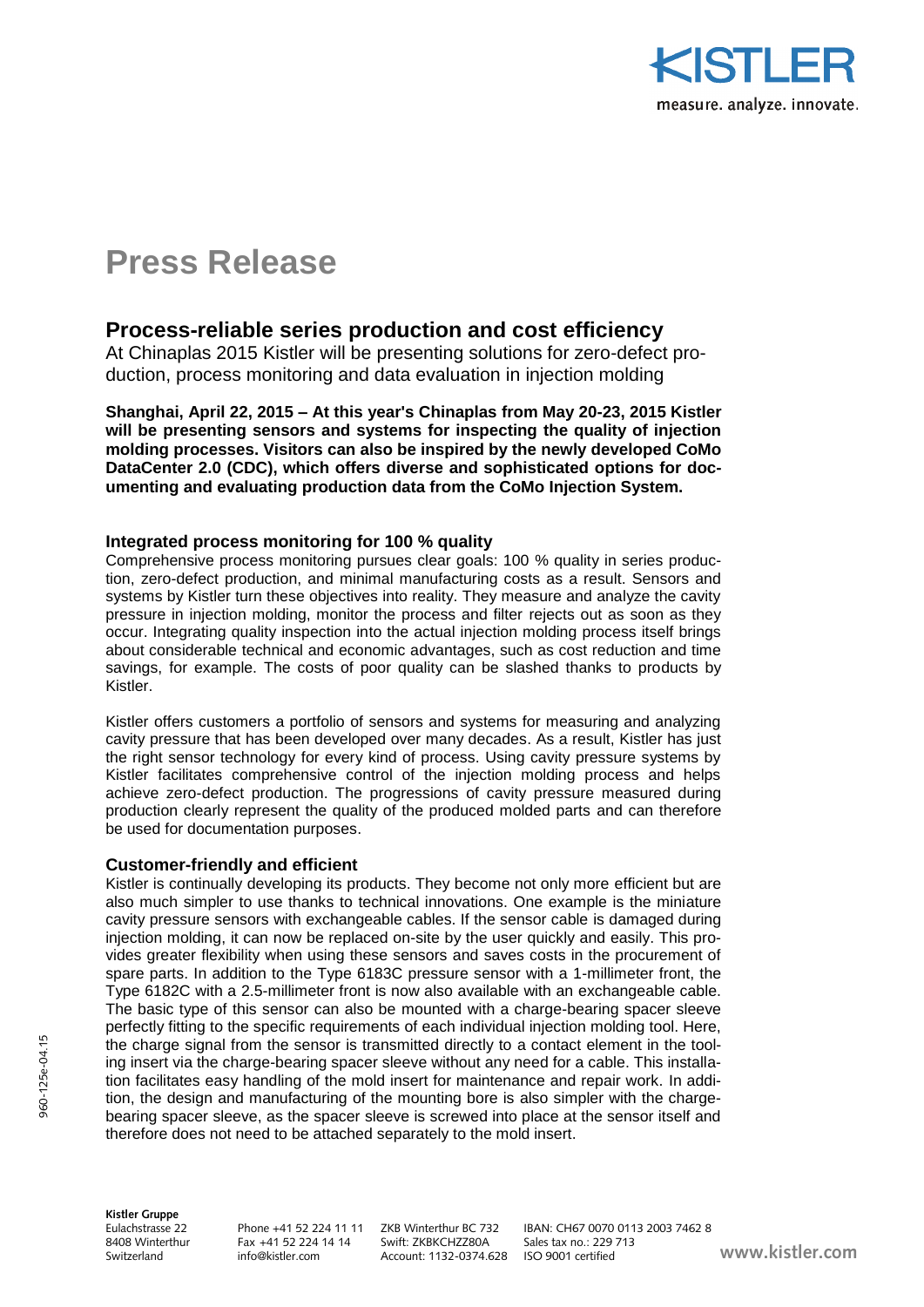# Press Release

## Process-reliable series production and cost efficiency

At Chinaplas 2015 Kistler will be presenting solutions for zero-defect production, process monitoring and data evaluation in injection molding

**Shanghai, April 22, 2015 – At this year's Chinaplas from May 20-23, 2015 Kistler will be presenting sensors and systems for inspecting the quality of injection molding processes. Visitors can also be inspired by the newly developed CoMo DataCenter 2.0 (CDC), which offers diverse and sophisticated options for documenting and evaluating production data from the CoMo Injection System.**

### Integrated process monitoring for 100 % quality

Comprehensive process monitoring pursues clear goals: 100 % quality in series production, zero-defect production, and minimal manufacturing costs as a result. Sensors and systems by Kistler turn these objectives into reality. They measure and analyze the cavity pressure in injection molding, monitor the process and filter rejects out as soon as they occur. Integrating quality inspection into the actual injection molding process itself brings about considerable technical and economic advantages, such as cost reduction and time savings, for example. The costs of poor quality can be slashed thanks to products by Kistler.

Kistler offers customers a portfolio of sensors and systems for measuring and analyzing cavity pressure that has been developed over many decades. As a result, Kistler has just the right sensor technology for every kind of process. Using cavity pressure systems by Kistler facilitates comprehensive control of the injection molding process and helps achieve zero-defect production. The progressions of cavity pressure measured during production clearly represent the quality of the produced molded parts and can therefore be used for documentation purposes.

### Customer-friendly and efficient

Kistler is continually developing its products. They become not only more efficient but are also much simpler to use thanks to technical innovations. One example is the miniature cavity pressure sensors with exchangeable cables. If the sensor cable is damaged during injection molding, it can now be replaced on-site by the user quickly and easily. This provides greater flexibility when using these sensors and saves costs in the procurement of spare parts. In addition to the Type 6183C pressure sensor with a 1-millimeter front, the Type 6182C with a 2.5-millimeter front is now also available with an exchangeable cable. The basic type of this sensor can also be mounted with a charge-bearing spacer sleeve perfectly fitting to the specific requirements of each individual injection molding tool. Here, the charge signal from the sensor is transmitted directly to a contact element in the tooling insert via the charge-bearing spacer sleeve without any need for a cable. This installation facilitates easy handling of the mold insert for maintenance and repair work. In addition, the design and manufacturing of the mounting bore is also simpler with the charge-bearing spacer sleeve, as the spacer sleeve is screwed into place at the sensor itself and therefore does not need to be attached separately to the mold insert.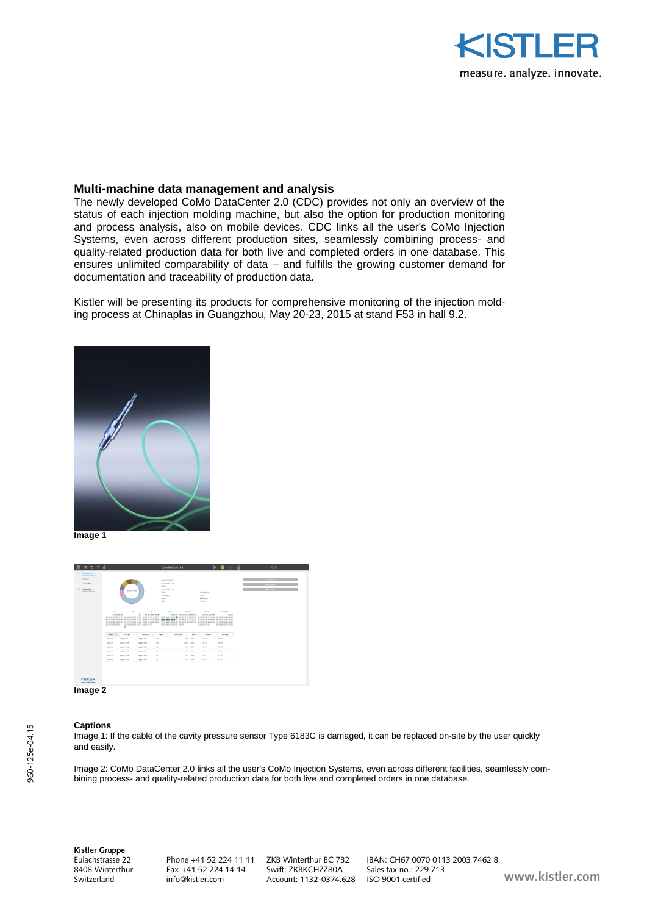## Multi-machine data management and analysis

The newly developed CoMo DataCenter 2.0 (CDC) provides not only an overview of the status of each injection molding machine, but also the option for production monitoring and process analysis, also on mobile devices. CDC links all the user's CoMo Injection Systems, even across different production sites, seamlessly combining process- and quality-related production data for both live and completed orders in one database. This ensures unlimited comparability of data – and fulfills the growing customer demand for documentation and traceability of production data.

Kistler will be presenting its products for comprehensive monitoring of the injection molding process at Chinaplas in Guangzhou, May 20-23, 2015 at stand F53 in hall 9.2.

**Image 1**

**Image 2**

**Captions**

Image 1: If the cable of the cavity pressure sensor Type 6183C is damaged, it can be replaced on-site by the user quickly and easily.

Image 2: CoMo DataCenter 2.0 links all the user's CoMo Injection Systems, even across different facilities, seamlessly combining process- and quality-related production data for both live and completed orders in one database.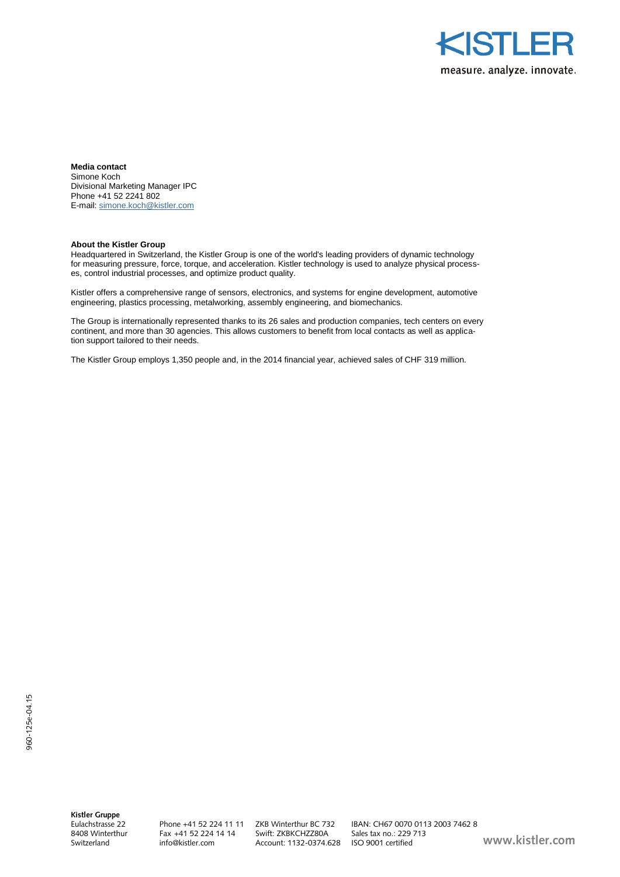**Media contact**
Simone Koch
Divisional Marketing Manager IPC
Phone +41 52 2241 802
E-mail: simone.koch@kistler.com

**About the Kistler Group**

Headquartered in Switzerland, the Kistler Group is one of the world's leading providers of dynamic technology for measuring pressure, force, torque, and acceleration. Kistler technology is used to analyze physical processes, control industrial processes, and optimize product quality.

Kistler offers a comprehensive range of sensors, electronics, and systems for engine development, automotive engineering, plastics processing, metalworking, assembly engineering, and biomechanics.

The Group is internationally represented thanks to its 26 sales and production companies, tech centers on every continent, and more than 30 agencies. This allows customers to benefit from local contacts as well as application support tailored to their needs.

The Kistler Group employs 1,350 people and, in the 2014 financial year, achieved sales of CHF 319 million.